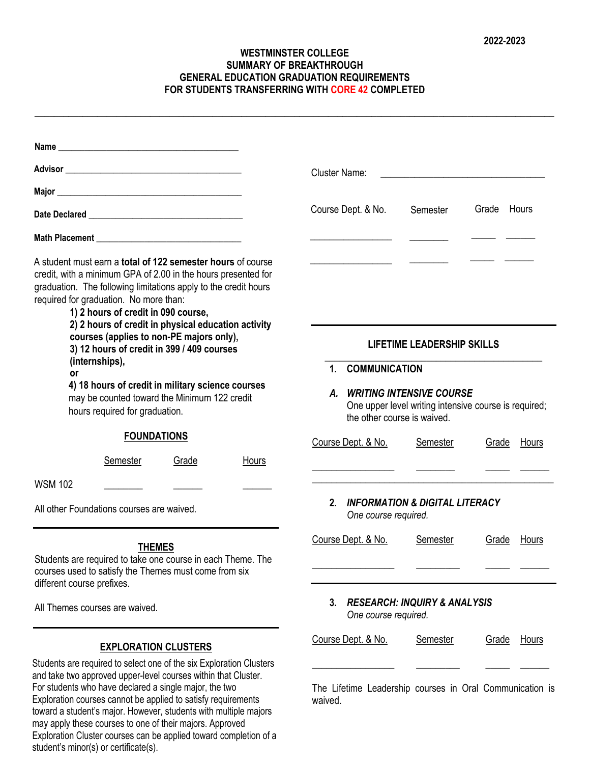2022-2023

# WESTMINSTER COLLEGE
## SUMMARY OF BREAKTHROUGH
## GENERAL EDUCATION GRADUATION REQUIREMENTS
## FOR STUDENTS TRANSFERRING WITH CORE 42 COMPLETED

---

**Name** ______________________________________

**Advisor** ______________________________________

**Major** ______________________________________

**Date Declared** ______________________________________

**Math Placement** ______________________________________

A student must earn a **total of 122 semester hours** of course credit, with a minimum GPA of 2.00 in the hours presented for graduation. The following limitations apply to the credit hours required for graduation. No more than:

**1) 2 hours of credit in 090 course,**
**2) 2 hours of credit in physical education activity courses (applies to non-PE majors only),**
**3) 12 hours of credit in 399 / 409 courses (internships),**
**or**
**4) 18 hours of credit in military science courses**
may be counted toward the Minimum 122 credit hours required for graduation.

### FOUNDATIONS

| | Semester | Grade | Hours |
|---|---|---|---|
| WSM 102 | ________ | ______ | ______ |

All other Foundations courses are waived.

---

### THEMES

Students are required to take one course in each Theme. The courses used to satisfy the Themes must come from six different course prefixes.

All Themes courses are waived.

---

### EXPLORATION CLUSTERS

Students are required to select one of the six Exploration Clusters and take two approved upper-level courses within that Cluster. For students who have declared a single major, the two Exploration courses cannot be applied to satisfy requirements toward a student's major. However, students with multiple majors may apply these courses to one of their majors. Approved Exploration Cluster courses can be applied toward completion of a student's minor(s) or certificate(s).

Cluster Name: ___________________________________

| Course Dept. & No. | Semester | Grade | Hours |
|---|---|---|---|
| _________________ | ________ | _____ | ______ |
| _________________ | ________ | _____ | ______ |

---

### LIFETIME LEADERSHIP SKILLS

**1. COMMUNICATION**

***A. WRITING INTENSIVE COURSE***

One upper level writing intensive course is required; the other course is waived.

| Course Dept. & No. | Semester | Grade | Hours |
|---|---|---|---|
| _________________ | ________ | _____ | ______ |

**2. *INFORMATION & DIGITAL LITERACY***

*One course required.*

| Course Dept. & No. | Semester | Grade | Hours |
|---|---|---|---|
| _________________ | _________ | _____ | ______ |

---

**3. *RESEARCH: INQUIRY & ANALYSIS***

*One course required.*

| Course Dept. & No. | Semester | Grade | Hours |
|---|---|---|---|
| _________________ | _________ | _____ | ______ |

The Lifetime Leadership courses in Oral Communication is waived.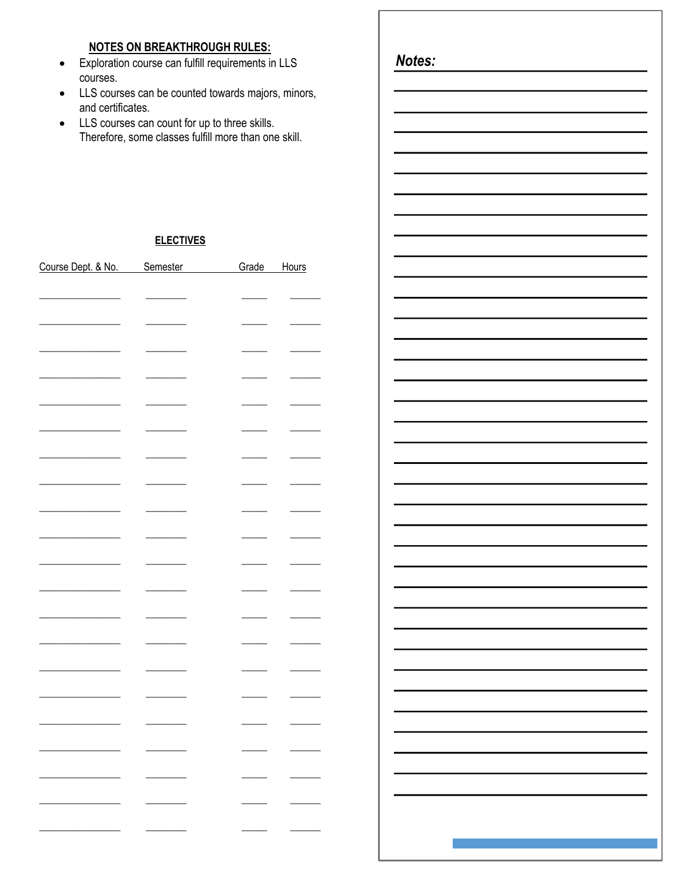**NOTES ON BREAKTHROUGH RULES:**

- Exploration course can fulfill requirements in LLS courses.
- LLS courses can be counted towards majors, minors, and certificates.
- LLS courses can count for up to three skills. Therefore, some classes fulfill more than one skill.

**ELECTIVES**

| Course Dept. & No. | Semester | Grade | Hours |
| --- | --- | --- | --- |
| | | | |
| | | | |
| | | | |
| | | | |
| | | | |
| | | | |
| | | | |
| | | | |
| | | | |
| | | | |
| | | | |
| | | | |
| | | | |
| | | | |
| | | | |
| | | | |
| | | | |
| | | | |
| | | | |
| | | | |
| | | | |

***Notes:***